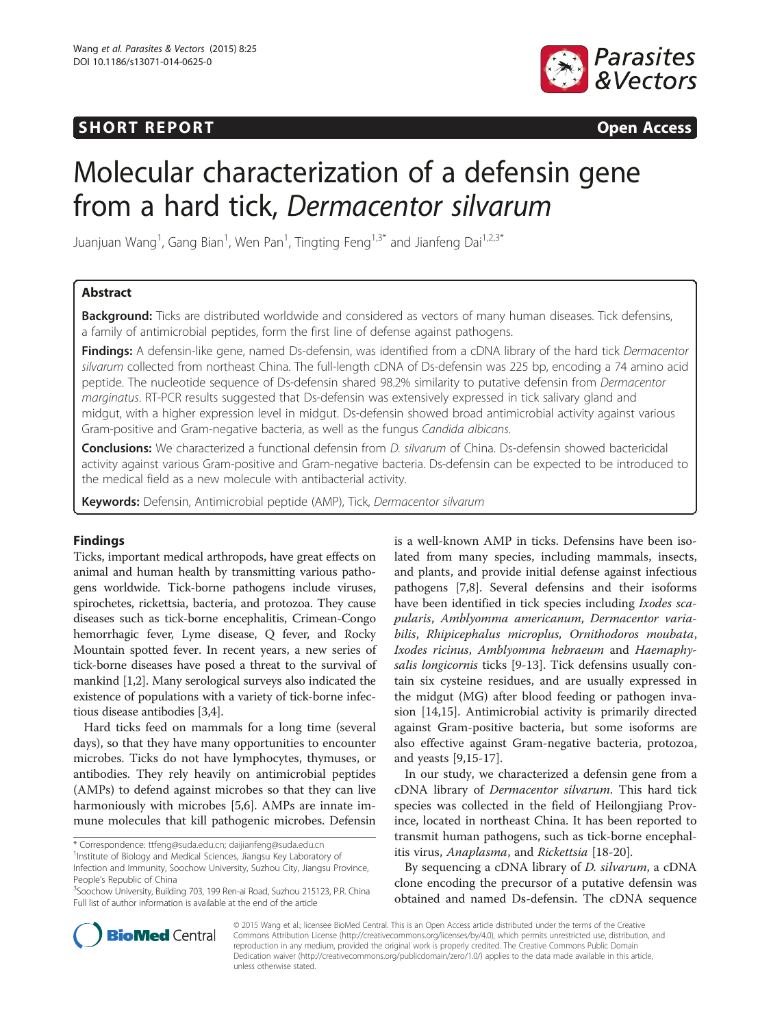SHORT REPORT

Open Access

# Molecular characterization of a defensin gene from a hard tick, *Dermacentor silvarum*

Juanjuan Wang[1], Gang Bian[1], Wen Pan[1], Tingting Feng[1,3*] and Jianfeng Dai[1,2,3*]

## Abstract

**Background:** Ticks are distributed worldwide and considered as vectors of many human diseases. Tick defensins, a family of antimicrobial peptides, form the first line of defense against pathogens.

**Findings:** A defensin-like gene, named Ds-defensin, was identified from a cDNA library of the hard tick *Dermacentor silvarum* collected from northeast China. The full-length cDNA of Ds-defensin was 225 bp, encoding a 74 amino acid peptide. The nucleotide sequence of Ds-defensin shared 98.2% similarity to putative defensin from *Dermacentor marginatus*. RT-PCR results suggested that Ds-defensin was extensively expressed in tick salivary gland and midgut, with a higher expression level in midgut. Ds-defensin showed broad antimicrobial activity against various Gram-positive and Gram-negative bacteria, as well as the fungus *Candida albicans*.

**Conclusions:** We characterized a functional defensin from *D. silvarum* of China. Ds-defensin showed bactericidal activity against various Gram-positive and Gram-negative bacteria. Ds-defensin can be expected to be introduced to the medical field as a new molecule with antibacterial activity.

**Keywords:** Defensin, Antimicrobial peptide (AMP), Tick, *Dermacentor silvarum*

## Findings

Ticks, important medical arthropods, have great effects on animal and human health by transmitting various pathogens worldwide. Tick-borne pathogens include viruses, spirochetes, rickettsia, bacteria, and protozoa. They cause diseases such as tick-borne encephalitis, Crimean-Congo hemorrhagic fever, Lyme disease, Q fever, and Rocky Mountain spotted fever. In recent years, a new series of tick-borne diseases have posed a threat to the survival of mankind [1,2]. Many serological surveys also indicated the existence of populations with a variety of tick-borne infectious disease antibodies [3,4].

Hard ticks feed on mammals for a long time (several days), so that they have many opportunities to encounter microbes. Ticks do not have lymphocytes, thymuses, or antibodies. They rely heavily on antimicrobial peptides (AMPs) to defend against microbes so that they can live harmoniously with microbes [5,6]. AMPs are innate immune molecules that kill pathogenic microbes. Defensin is a well-known AMP in ticks. Defensins have been isolated from many species, including mammals, insects, and plants, and provide initial defense against infectious pathogens [7,8]. Several defensins and their isoforms have been identified in tick species including *Ixodes scapularis*, *Amblyomma americanum*, *Dermacentor variabilis*, *Rhipicephalus microplus, Ornithodoros moubata*, *Ixodes ricinus*, *Amblyomma hebraeum* and *Haemaphysalis longicornis* ticks [9-13]. Tick defensins usually contain six cysteine residues, and are usually expressed in the midgut (MG) after blood feeding or pathogen invasion [14,15]. Antimicrobial activity is primarily directed against Gram-positive bacteria, but some isoforms are also effective against Gram-negative bacteria, protozoa, and yeasts [9,15-17].

In our study, we characterized a defensin gene from a cDNA library of *Dermacentor silvarum*. This hard tick species was collected in the field of Heilongjiang Province, located in northeast China. It has been reported to transmit human pathogens, such as tick-borne encephalitis virus, *Anaplasma*, and *Rickettsia* [18-20].

By sequencing a cDNA library of *D. silvarum*, a cDNA clone encoding the precursor of a putative defensin was obtained and named Ds-defensin. The cDNA sequence

\* Correspondence: ttfeng@suda.edu.cn; daijianfeng@suda.edu.cn
[1]Institute of Biology and Medical Sciences, Jiangsu Key Laboratory of Infection and Immunity, Soochow University, Suzhou City, Jiangsu Province, People's Republic of China
[3]Soochow University, Building 703, 199 Ren-ai Road, Suzhou 215123, P.R. China
Full list of author information is available at the end of the article

© 2015 Wang et al.; licensee BioMed Central. This is an Open Access article distributed under the terms of the Creative Commons Attribution License (http://creativecommons.org/licenses/by/4.0), which permits unrestricted use, distribution, and reproduction in any medium, provided the original work is properly credited. The Creative Commons Public Domain Dedication waiver (http://creativecommons.org/publicdomain/zero/1.0/) applies to the data made available in this article, unless otherwise stated.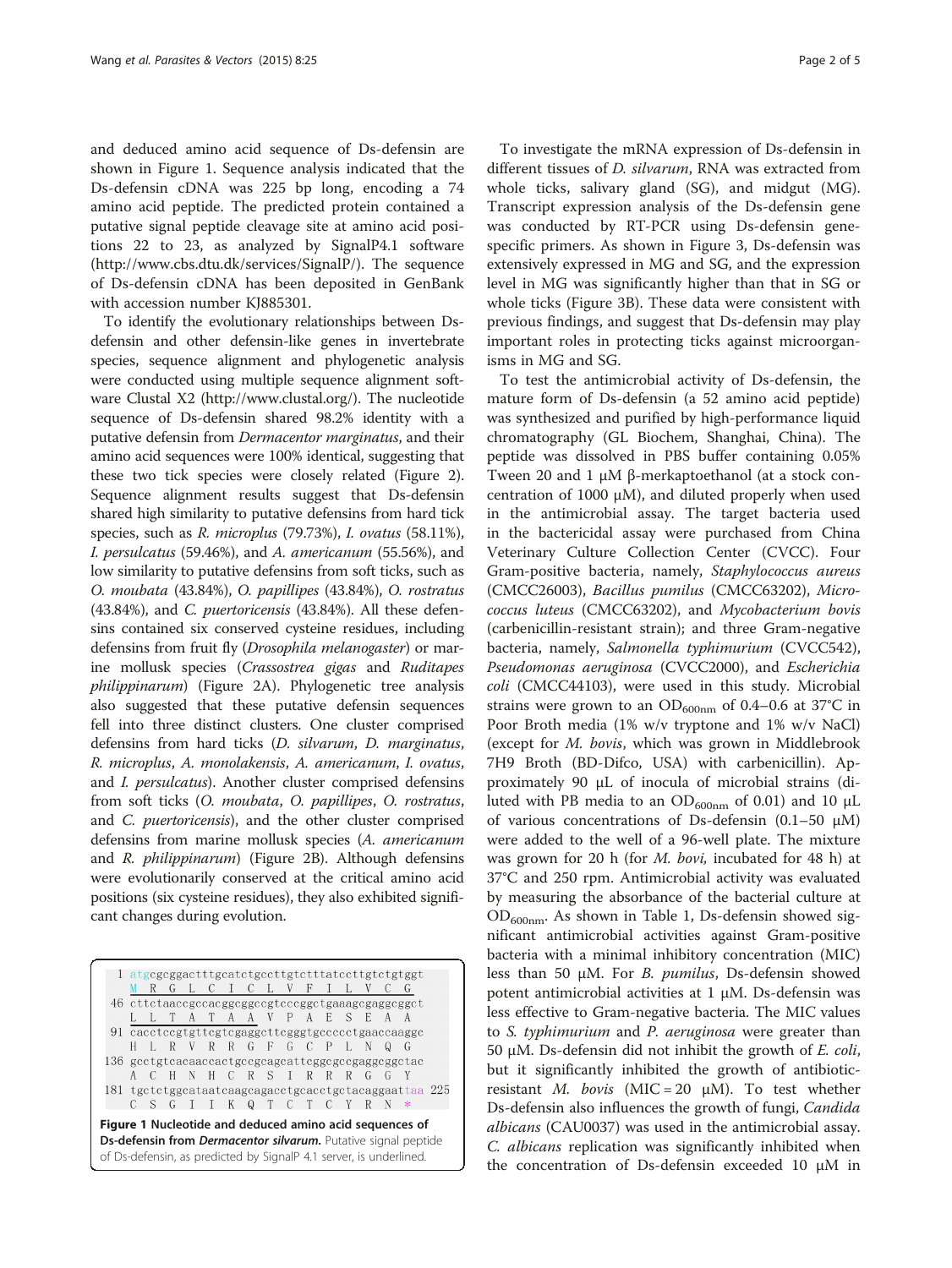and deduced amino acid sequence of Ds-defensin are shown in Figure 1. Sequence analysis indicated that the Ds-defensin cDNA was 225 bp long, encoding a 74 amino acid peptide. The predicted protein contained a putative signal peptide cleavage site at amino acid positions 22 to 23, as analyzed by SignalP4.1 software (http://www.cbs.dtu.dk/services/SignalP/). The sequence of Ds-defensin cDNA has been deposited in GenBank with accession number KJ885301.

To identify the evolutionary relationships between Ds-defensin and other defensin-like genes in invertebrate species, sequence alignment and phylogenetic analysis were conducted using multiple sequence alignment software Clustal X2 (http://www.clustal.org/). The nucleotide sequence of Ds-defensin shared 98.2% identity with a putative defensin from *Dermacentor marginatus*, and their amino acid sequences were 100% identical, suggesting that these two tick species were closely related (Figure 2). Sequence alignment results suggest that Ds-defensin shared high similarity to putative defensins from hard tick species, such as *R. microplus* (79.73%), *I. ovatus* (58.11%), *I. persulcatus* (59.46%), and *A. americanum* (55.56%), and low similarity to putative defensins from soft ticks, such as *O. moubata* (43.84%), *O. papillipes* (43.84%), *O. rostratus* (43.84%), and *C. puertoricensis* (43.84%). All these defensins contained six conserved cysteine residues, including defensins from fruit fly (*Drosophila melanogaster*) or marine mollusk species (*Crassostrea gigas* and *Ruditapes philippinarum*) (Figure 2A). Phylogenetic tree analysis also suggested that these putative defensin sequences fell into three distinct clusters. One cluster comprised defensins from hard ticks (*D. silvarum*, *D. marginatus*, *R. microplus*, *A. monolakensis*, *A. americanum*, *I. ovatus*, and *I. persulcatus*). Another cluster comprised defensins from soft ticks (*O. moubata*, *O. papillipes*, *O. rostratus*, and *C. puertoricensis*), and the other cluster comprised defensins from marine mollusk species (*A. americanum* and *R. philippinarum*) (Figure 2B). Although defensins were evolutionarily conserved at the critical amino acid positions (six cysteine residues), they also exhibited significant changes during evolution.

```
  1 atgcgcggactttgcatctgccttgtctttatccttgtctgtggt
    M  R  G  L  C  I  C  L  V  F  I  L  V  C  G
 46 cttctaaccgccacggcggccgtcccggctgaaagcgaggcggct
    L  L  T  A  T  A  A  V  P  A  E  S  E  A  A
 91 cacctccgtgttcgtcgaggcttcgggtgcccccctgaaccaaggc
    H  L  R  V  R  R  G  F  G  C  P  L  N  Q  G
136 gcctgtcacaaccactgccgcagcattcggcgccgaggcggctac
    A  C  H  N  H  C  R  S  I  R  R  R  G  G  Y
181 tgctctggcataatcaagcagacctgcacctgctacaggaattaa 225
    C  S  G  I  I  K  Q  T  C  T  C  Y  R  N  *
```

**Figure 1 Nucleotide and deduced amino acid sequences of Ds-defensin from *Dermacentor silvarum*.** Putative signal peptide of Ds-defensin, as predicted by SignalP 4.1 server, is underlined.

To investigate the mRNA expression of Ds-defensin in different tissues of *D. silvarum*, RNA was extracted from whole ticks, salivary gland (SG), and midgut (MG). Transcript expression analysis of the Ds-defensin gene was conducted by RT-PCR using Ds-defensin gene-specific primers. As shown in Figure 3, Ds-defensin was extensively expressed in MG and SG, and the expression level in MG was significantly higher than that in SG or whole ticks (Figure 3B). These data were consistent with previous findings, and suggest that Ds-defensin may play important roles in protecting ticks against microorganisms in MG and SG.

To test the antimicrobial activity of Ds-defensin, the mature form of Ds-defensin (a 52 amino acid peptide) was synthesized and purified by high-performance liquid chromatography (GL Biochem, Shanghai, China). The peptide was dissolved in PBS buffer containing 0.05% Tween 20 and 1 μM β-merkaptoethanol (at a stock concentration of 1000 μM), and diluted properly when used in the antimicrobial assay. The target bacteria used in the bactericidal assay were purchased from China Veterinary Culture Collection Center (CVCC). Four Gram-positive bacteria, namely, *Staphylococcus aureus* (CMCC26003), *Bacillus pumilus* (CMCC63202), *Micrococcus luteus* (CMCC63202), and *Mycobacterium bovis* (carbenicillin-resistant strain); and three Gram-negative bacteria, namely, *Salmonella typhimurium* (CVCC542), *Pseudomonas aeruginosa* (CVCC2000), and *Escherichia coli* (CMCC44103), were used in this study. Microbial strains were grown to an $OD_{600nm}$ of 0.4–0.6 at 37°C in Poor Broth media (1% w/v tryptone and 1% w/v NaCl) (except for *M. bovis*, which was grown in Middlebrook 7H9 Broth (BD-Difco, USA) with carbenicillin). Approximately 90 μL of inocula of microbial strains (diluted with PB media to an $OD_{600nm}$ of 0.01) and 10 μL of various concentrations of Ds-defensin (0.1–50 μM) were added to the well of a 96-well plate. The mixture was grown for 20 h (for *M. bovi*, incubated for 48 h) at 37°C and 250 rpm. Antimicrobial activity was evaluated by measuring the absorbance of the bacterial culture at $OD_{600nm}$. As shown in Table 1, Ds-defensin showed significant antimicrobial activities against Gram-positive bacteria with a minimal inhibitory concentration (MIC) less than 50 μM. For *B. pumilus*, Ds-defensin showed potent antimicrobial activities at 1 μM. Ds-defensin was less effective to Gram-negative bacteria. The MIC values to *S. typhimurium* and *P. aeruginosa* were greater than 50 μM. Ds-defensin did not inhibit the growth of *E. coli*, but it significantly inhibited the growth of antibiotic-resistant *M. bovis* (MIC = 20 μM). To test whether Ds-defensin also influences the growth of fungi, *Candida albicans* (CAU0037) was used in the antimicrobial assay. *C. albicans* replication was significantly inhibited when the concentration of Ds-defensin exceeded 10 μM in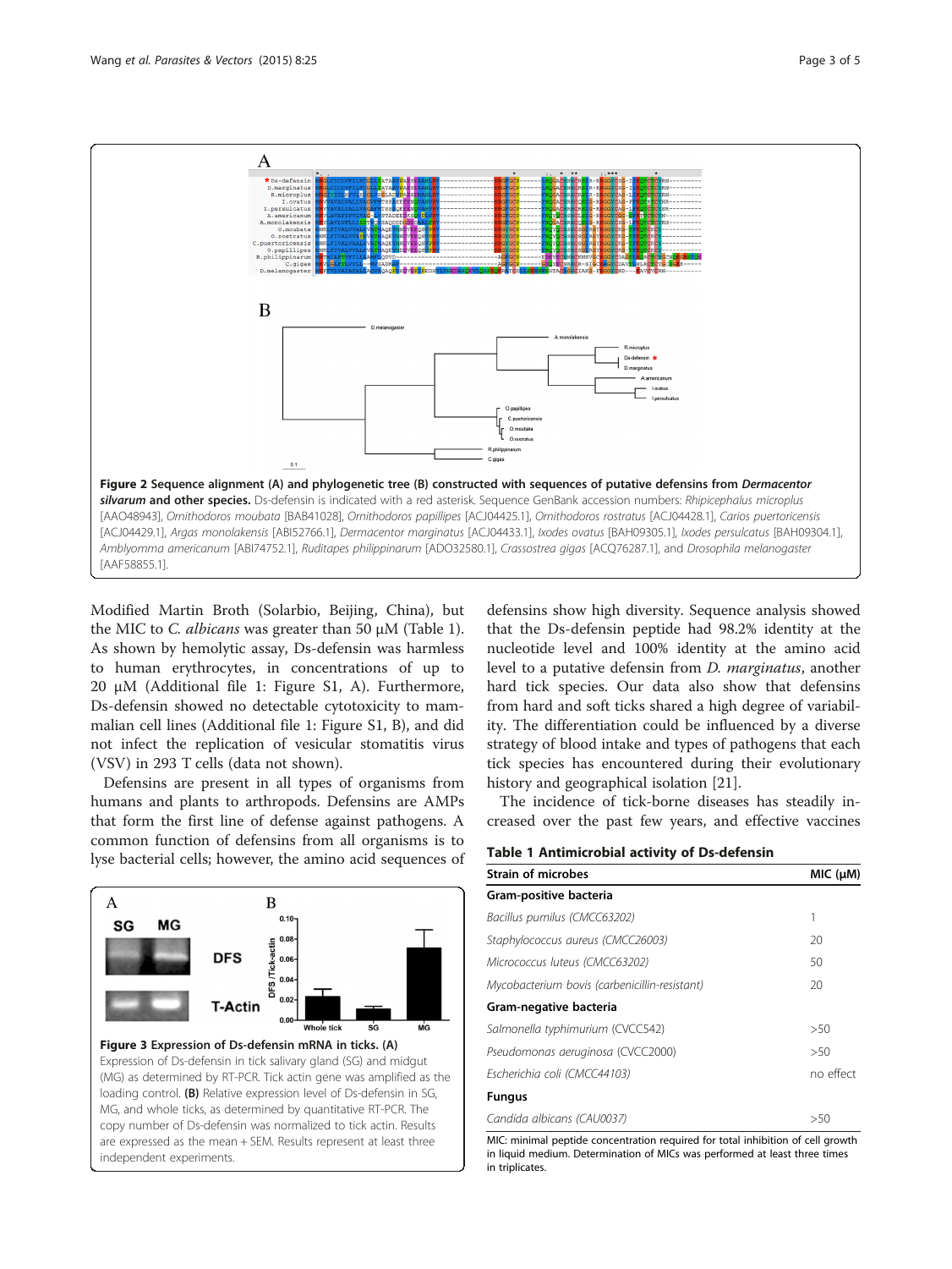**Figure 2 Sequence alignment (A) and phylogenetic tree (B) constructed with sequences of putative defensins from *Dermacentor silvarum* and other species.** Ds-defensin is indicated with a red asterisk. Sequence GenBank accession numbers: *Rhipicephalus microplus* [AAO48943], *Ornithodoros moubata* [BAB41028], *Ornithodoros papillipes* [ACJ04425.1], *Ornithodoros rostratus* [ACJ04428.1], *Carios puertoricensis* [ACJ04429.1], *Argas monolakensis* [ABI52766.1], *Dermacentor marginatus* [ACJ04433.1], *Ixodes ovatus* [BAH09305.1], *Ixodes persulcatus* [BAH09304.1], *Amblyomma americanum* [ABI74752.1], *Ruditapes philippinarum* [ADO32580.1], *Crassostrea gigas* [ACQ76287.1], and *Drosophila melanogaster* [AAF58855.1].

Modified Martin Broth (Solarbio, Beijing, China), but the MIC to *C. albicans* was greater than 50 μM (Table 1). As shown by hemolytic assay, Ds-defensin was harmless to human erythrocytes, in concentrations of up to 20 μM (Additional file 1: Figure S1, A). Furthermore, Ds-defensin showed no detectable cytotoxicity to mammalian cell lines (Additional file 1: Figure S1, B), and did not infect the replication of vesicular stomatitis virus (VSV) in 293 T cells (data not shown).

Defensins are present in all types of organisms from humans and plants to arthropods. Defensins are AMPs that form the first line of defense against pathogens. A common function of defensins from all organisms is to lyse bacterial cells; however, the amino acid sequences of defensins show high diversity. Sequence analysis showed that the Ds-defensin peptide had 98.2% identity at the nucleotide level and 100% identity at the amino acid level to a putative defensin from *D. marginatus*, another hard tick species. Our data also show that defensins from hard and soft ticks shared a high degree of variability. The differentiation could be influenced by a diverse strategy of blood intake and types of pathogens that each tick species has encountered during their evolutionary history and geographical isolation [21].

The incidence of tick-borne diseases has steadily increased over the past few years, and effective vaccines

**Figure 3 Expression of Ds-defensin mRNA in ticks. (A)** Expression of Ds-defensin in tick salivary gland (SG) and midgut (MG) as determined by RT-PCR. Tick actin gene was amplified as the loading control. **(B)** Relative expression level of Ds-defensin in SG, MG, and whole ticks, as determined by quantitative RT-PCR. The copy number of Ds-defensin was normalized to tick actin. Results are expressed as the mean + SEM. Results represent at least three independent experiments.

**Table 1 Antimicrobial activity of Ds-defensin**

| Strain of microbes | MIC (μM) |
|---|---|
| **Gram-positive bacteria** | |
| *Bacillus pumilus (CMCC63202)* | 1 |
| *Staphylococcus aureus (CMCC26003)* | 20 |
| *Micrococcus luteus (CMCC63202)* | 50 |
| *Mycobacterium bovis (carbenicillin-resistant)* | 20 |
| **Gram-negative bacteria** | |
| *Salmonella typhimurium (CVCC542)* | >50 |
| *Pseudomonas aeruginosa (CVCC2000)* | >50 |
| *Escherichia coli (CMCC44103)* | no effect |
| **Fungus** | |
| *Candida albicans (CAU0037)* | >50 |

MIC: minimal peptide concentration required for total inhibition of cell growth in liquid medium. Determination of MICs was performed at least three times in triplicates.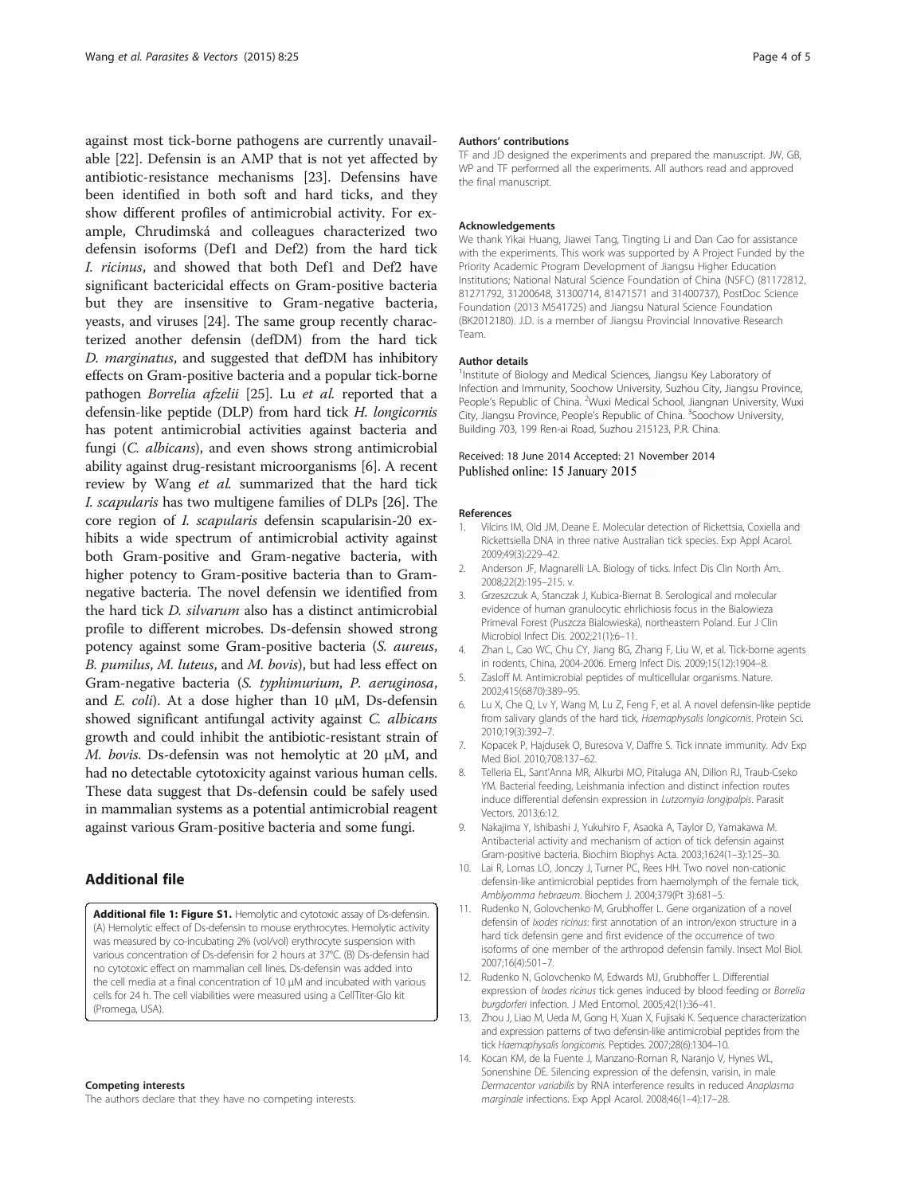against most tick-borne pathogens are currently unavailable [22]. Defensin is an AMP that is not yet affected by antibiotic-resistance mechanisms [23]. Defensins have been identified in both soft and hard ticks, and they show different profiles of antimicrobial activity. For example, Chrudimská and colleagues characterized two defensin isoforms (Def1 and Def2) from the hard tick *I. ricinus*, and showed that both Def1 and Def2 have significant bactericidal effects on Gram-positive bacteria but they are insensitive to Gram-negative bacteria, yeasts, and viruses [24]. The same group recently characterized another defensin (defDM) from the hard tick *D. marginatus*, and suggested that defDM has inhibitory effects on Gram-positive bacteria and a popular tick-borne pathogen *Borrelia afzelii* [25]. Lu *et al.* reported that a defensin-like peptide (DLP) from hard tick *H. longicornis* has potent antimicrobial activities against bacteria and fungi (*C. albicans*), and even shows strong antimicrobial ability against drug-resistant microorganisms [6]. A recent review by Wang *et al.* summarized that the hard tick *I. scapularis* has two multigene families of DLPs [26]. The core region of *I. scapularis* defensin scapularisin-20 exhibits a wide spectrum of antimicrobial activity against both Gram-positive and Gram-negative bacteria, with higher potency to Gram-positive bacteria than to Gram-negative bacteria. The novel defensin we identified from the hard tick *D. silvarum* also has a distinct antimicrobial profile to different microbes. Ds-defensin showed strong potency against some Gram-positive bacteria (*S. aureus*, *B. pumilus*, *M. luteus*, and *M. bovis*), but had less effect on Gram-negative bacteria (*S. typhimurium*, *P. aeruginosa*, and *E. coli*). At a dose higher than 10 μM, Ds-defensin showed significant antifungal activity against *C. albicans* growth and could inhibit the antibiotic-resistant strain of *M. bovis*. Ds-defensin was not hemolytic at 20 μM, and had no detectable cytotoxicity against various human cells. These data suggest that Ds-defensin could be safely used in mammalian systems as a potential antimicrobial reagent against various Gram-positive bacteria and some fungi.

## Additional file

**Additional file 1: Figure S1.** Hemolytic and cytotoxic assay of Ds-defensin. (A) Hemolytic effect of Ds-defensin to mouse erythrocytes. Hemolytic activity was measured by co-incubating 2% (vol/vol) erythrocyte suspension with various concentration of Ds-defensin for 2 hours at 37°C. (B) Ds-defensin had no cytotoxic effect on mammalian cell lines. Ds-defensin was added into the cell media at a final concentration of 10 μM and incubated with various cells for 24 h. The cell viabilities were measured using a CellTiter-Glo kit (Promega, USA).

#### Competing interests

The authors declare that they have no competing interests.

#### Authors' contributions

TF and JD designed the experiments and prepared the manuscript. JW, GB, WP and TF performed all the experiments. All authors read and approved the final manuscript.

#### Acknowledgements

We thank Yikai Huang, Jiawei Tang, Tingting Li and Dan Cao for assistance with the experiments. This work was supported by A Project Funded by the Priority Academic Program Development of Jiangsu Higher Education Institutions; National Natural Science Foundation of China (NSFC) (81172812, 81271792, 31200648, 31300714, 81471571 and 31400737), PostDoc Science Foundation (2013 M541725) and Jiangsu Natural Science Foundation (BK2012180). J.D. is a member of Jiangsu Provincial Innovative Research Team.

#### Author details

[1]Institute of Biology and Medical Sciences, Jiangsu Key Laboratory of Infection and Immunity, Soochow University, Suzhou City, Jiangsu Province, People's Republic of China. [2]Wuxi Medical School, Jiangnan University, Wuxi City, Jiangsu Province, People's Republic of China. [3]Soochow University, Building 703, 199 Ren-ai Road, Suzhou 215123, P.R. China.

Received: 18 June 2014 Accepted: 21 November 2014
Published online: 15 January 2015

#### References

1. Vilcins IM, Old JM, Deane E. Molecular detection of Rickettsia, Coxiella and Rickettsiella DNA in three native Australian tick species. Exp Appl Acarol. 2009;49(3):229–42.
2. Anderson JF, Magnarelli LA. Biology of ticks. Infect Dis Clin North Am. 2008;22(2):195–215. v.
3. Grzeszczuk A, Stanczak J, Kubica-Biernat B. Serological and molecular evidence of human granulocytic ehrlichiosis focus in the Bialowieza Primeval Forest (Puszcza Bialowieska), northeastern Poland. Eur J Clin Microbiol Infect Dis. 2002;21(1):6–11.
4. Zhan L, Cao WC, Chu CY, Jiang BG, Zhang F, Liu W, et al. Tick-borne agents in rodents, China, 2004-2006. Emerg Infect Dis. 2009;15(12):1904–8.
5. Zasloff M. Antimicrobial peptides of multicellular organisms. Nature. 2002;415(6870):389–95.
6. Lu X, Che Q, Lv Y, Wang M, Lu Z, Feng F, et al. A novel defensin-like peptide from salivary glands of the hard tick, *Haemaphysalis longicornis*. Protein Sci. 2010;19(3):392–7.
7. Kopacek P, Hajdusek O, Buresova V, Daffre S. Tick innate immunity. Adv Exp Med Biol. 2010;708:137–62.
8. Telleria EL, Sant'Anna MR, Alkurbi MO, Pitaluga AN, Dillon RJ, Traub-Cseko YM. Bacterial feeding, Leishmania infection and distinct infection routes induce differential defensin expression in *Lutzomyia longipalpis*. Parasit Vectors. 2013;6:12.
9. Nakajima Y, Ishibashi J, Yukuhiro F, Asaoka A, Taylor D, Yamakawa M. Antibacterial activity and mechanism of action of tick defensin against Gram-positive bacteria. Biochim Biophys Acta. 2003;1624(1–3):125–30.
10. Lai R, Lomas LO, Jonczy J, Turner PC, Rees HH. Two novel non-cationic defensin-like antimicrobial peptides from haemolymph of the female tick, *Amblyomma hebraeum*. Biochem J. 2004;379(Pt 3):681–5.
11. Rudenko N, Golovchenko M, Grubhoffer L. Gene organization of a novel defensin of *Ixodes ricinus*: first annotation of an intron/exon structure in a hard tick defensin gene and first evidence of the occurrence of two isoforms of one member of the arthropod defensin family. Insect Mol Biol. 2007;16(4):501–7.
12. Rudenko N, Golovchenko M, Edwards MJ, Grubhoffer L. Differential expression of *Ixodes ricinus* tick genes induced by blood feeding or *Borrelia burgdorferi* infection. J Med Entomol. 2005;42(1):36–41.
13. Zhou J, Liao M, Ueda M, Gong H, Xuan X, Fujisaki K. Sequence characterization and expression patterns of two defensin-like antimicrobial peptides from the tick *Haemaphysalis longicornis*. Peptides. 2007;28(6):1304–10.
14. Kocan KM, de la Fuente J, Manzano-Roman R, Naranjo V, Hynes WL, Sonenshine DE. Silencing expression of the defensin, varisin, in male *Dermacentor variabilis* by RNA interference results in reduced *Anaplasma marginale* infections. Exp Appl Acarol. 2008;46(1–4):17–28.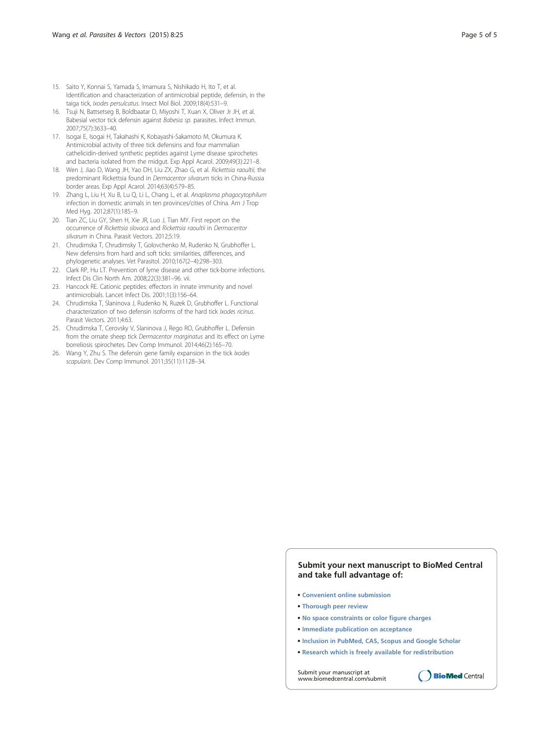15. Saito Y, Konnai S, Yamada S, Imamura S, Nishikado H, Ito T, et al. Identification and characterization of antimicrobial peptide, defensin, in the taiga tick, *Ixodes persulcatus*. Insect Mol Biol. 2009;18(4):531–9.
16. Tsuji N, Battsetseg B, Boldbaatar D, Miyoshi T, Xuan X, Oliver Jr JH, et al. Babesial vector tick defensin against *Babesia sp.* parasites. Infect Immun. 2007;75(7):3633–40.
17. Isogai E, Isogai H, Takahashi K, Kobayashi-Sakamoto M, Okumura K. Antimicrobial activity of three tick defensins and four mammalian cathelicidin-derived synthetic peptides against Lyme disease spirochetes and bacteria isolated from the midgut. Exp Appl Acarol. 2009;49(3):221–8.
18. Wen J, Jiao D, Wang JH, Yao DH, Liu ZX, Zhao G, et al. *Rickettsia raoultii,* the predominant Rickettsia found in *Dermacentor silvarum* ticks in China-Russia border areas. Exp Appl Acarol. 2014;63(4):579–85.
19. Zhang L, Liu H, Xu B, Lu Q, Li L, Chang L, et al. *Anaplasma phagocytophilum* infection in domestic animals in ten provinces/cities of China. Am J Trop Med Hyg. 2012;87(1):185–9.
20. Tian ZC, Liu GY, Shen H, Xie JR, Luo J, Tian MY. First report on the occurrence of *Rickettsia slovaca* and *Rickettsia raoultii* in *Dermacentor silvarum* in China. Parasit Vectors. 2012;5:19.
21. Chrudimska T, Chrudimsky T, Golovchenko M, Rudenko N, Grubhoffer L. New defensins from hard and soft ticks: similarities, differences, and phylogenetic analyses. Vet Parasitol. 2010;167(2–4):298–303.
22. Clark RP, Hu LT. Prevention of lyme disease and other tick-borne infections. Infect Dis Clin North Am. 2008;22(3):381–96. vii.
23. Hancock RE. Cationic peptides: effectors in innate immunity and novel antimicrobials. Lancet Infect Dis. 2001;1(3):156–64.
24. Chrudimska T, Slaninova J, Rudenko N, Ruzek D, Grubhoffer L. Functional characterization of two defensin isoforms of the hard tick *Ixodes ricinus*. Parasit Vectors. 2011;4:63.
25. Chrudimska T, Cerovsky V, Slaninova J, Rego RO, Grubhoffer L. Defensin from the ornate sheep tick *Dermacentor marginatus* and its effect on Lyme borreliosis spirochetes. Dev Comp Immunol. 2014;46(2):165–70.
26. Wang Y, Zhu S. The defensin gene family expansion in the tick *Ixodes scapularis*. Dev Comp Immunol. 2011;35(11):1128–34.

**Submit your next manuscript to BioMed Central and take full advantage of:**

- **Convenient online submission**
- **Thorough peer review**
- **No space constraints or color figure charges**
- **Immediate publication on acceptance**
- **Inclusion in PubMed, CAS, Scopus and Google Scholar**
- **Research which is freely available for redistribution**

Submit your manuscript at
www.biomedcentral.com/submit

BioMed Central